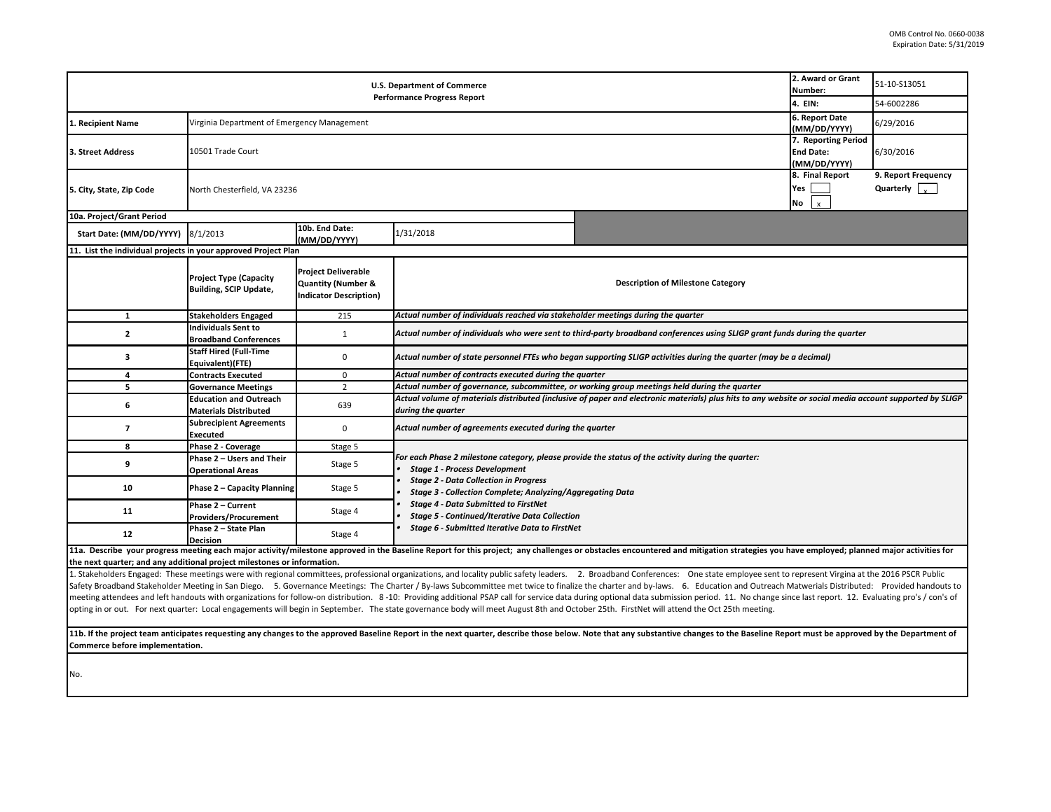OMB Control No. 0660-0038
Expiration Date: 5/31/2019

| U.S. Department of Commerce Performance Progress Report | | | 2. Award or Grant Number: | 51-10-S13051 |
|---|---|---|---|---|
| | | | 4. EIN: | 54-6002286 |
| 1. Recipient Name | Virginia Department of Emergency Management | | 6. Report Date (MM/DD/YYYY) | 6/29/2016 |
| 3. Street Address | 10501 Trade Court | | 7. Reporting Period End Date: (MM/DD/YYYY) | 6/30/2016 |
| 5. City, State, Zip Code | North Chesterfield, VA 23236 | | 8. Final Report Yes [ ] No [x] | 9. Report Frequency Quarterly [x] |

**10a. Project/Grant Period**

| Start Date: (MM/DD/YYYY) | 8/1/2013 | 10b. End Date: (MM/DD/YYYY) | 1/31/2018 |
|---|---|---|---|

**11. List the individual projects in your approved Project Plan**

| | Project Type (Capacity Building, SCIP Update, | Project Deliverable Quantity (Number & Indicator Description) | Description of Milestone Category |
|---|---|---|---|
| 1 | Stakeholders Engaged | 215 | *Actual number of individuals reached via stakeholder meetings during the quarter* |
| 2 | Individuals Sent to Broadband Conferences | 1 | *Actual number of individuals who were sent to third-party broadband conferences using SLIGP grant funds during the quarter* |
| 3 | Staff Hired (Full-Time Equivalent)(FTE) | 0 | *Actual number of state personnel FTEs who began supporting SLIGP activities during the quarter (may be a decimal)* |
| 4 | Contracts Executed | 0 | *Actual number of contracts executed during the quarter* |
| 5 | Governance Meetings | 2 | *Actual number of governance, subcommittee, or working group meetings held during the quarter* |
| 6 | Education and Outreach Materials Distributed | 639 | *Actual volume of materials distributed (inclusive of paper and electronic materials) plus hits to any website or social media account supported by SLIGP during the quarter* |
| 7 | Subrecipient Agreements Executed | 0 | *Actual number of agreements executed during the quarter* |
| 8 | Phase 2 - Coverage | Stage 5 | *For each Phase 2 milestone category, please provide the status of the activity during the quarter:* <br>• *Stage 1 - Process Development* <br>• *Stage 2 - Data Collection in Progress* <br>• *Stage 3 - Collection Complete; Analyzing/Aggregating Data* <br>• *Stage 4 - Data Submitted to FirstNet* <br>• *Stage 5 - Continued/Iterative Data Collection* <br>• *Stage 6 - Submitted Iterative Data to FirstNet* |
| 9 | Phase 2 – Users and Their Operational Areas | Stage 5 | |
| 10 | Phase 2 – Capacity Planning | Stage 5 | |
| 11 | Phase 2 – Current Providers/Procurement | Stage 4 | |
| 12 | Phase 2 – State Plan Decision | Stage 4 | |

**11a. Describe your progress meeting each major activity/milestone approved in the Baseline Report for this project; any challenges or obstacles encountered and mitigation strategies you have employed; planned major activities for the next quarter; and any additional project milestones or information.**

1. Stakeholders Engaged: These meetings were with regional committees, professional organizations, and locality public safety leaders. 2. Broadband Conferences: One state employee sent to represent Virgina at the 2016 PSCR Public Safety Broadband Stakeholder Meeting in San Diego. 5. Governance Meetings: The Charter / By-laws Subcommittee met twice to finalize the charter and by-laws. 6. Education and Outreach Matwerials Distributed: Provided handouts to meeting attendees and left handouts with organizations for follow-on distribution. 8 -10: Providing additional PSAP call for service data during optional data submission period. 11. No change since last report. 12. Evaluating pro's / con's of opting in or out. For next quarter: Local engagements will begin in September. The state governance body will meet August 8th and October 25th. FirstNet will attend the Oct 25th meeting.

**11b. If the project team anticipates requesting any changes to the approved Baseline Report in the next quarter, describe those below. Note that any substantive changes to the Baseline Report must be approved by the Department of Commerce before implementation.**

No.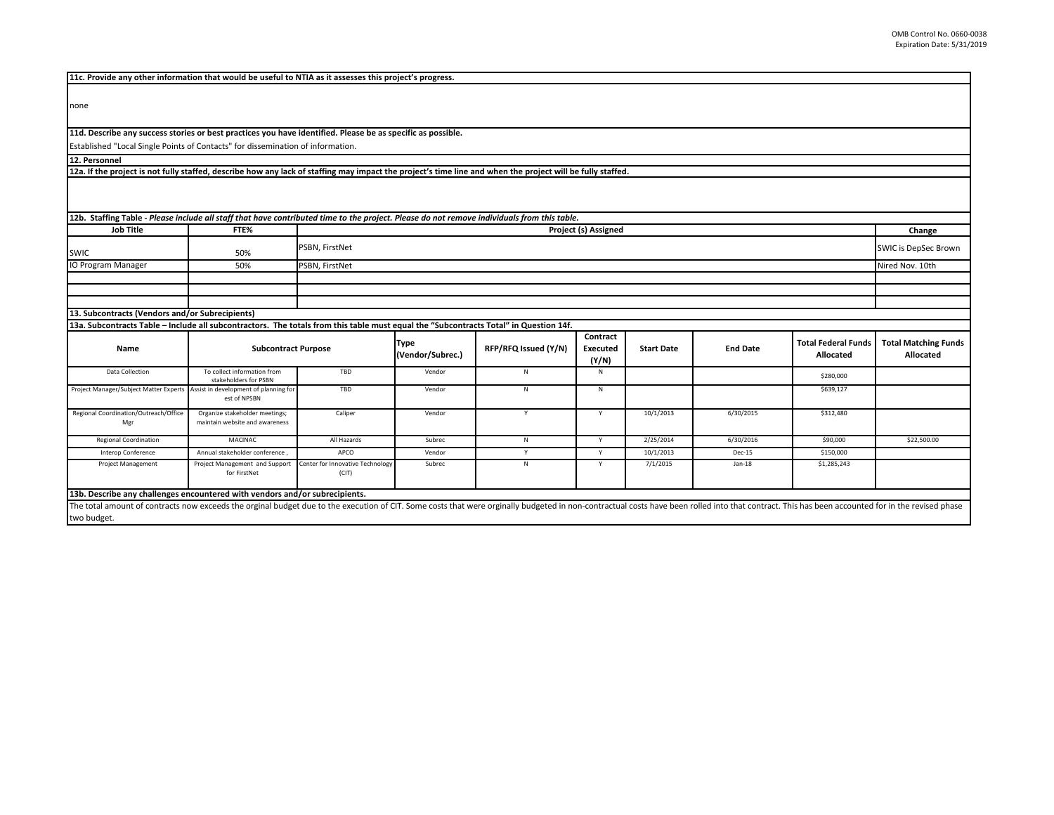**11c. Provide any other information that would be useful to NTIA as it assesses this project's progress.**

none

**11d. Describe any success stories or best practices you have identified. Please be as specific as possible.**

Established "Local Single Points of Contacts" for dissemination of information.

**12. Personnel**

**12a. If the project is not fully staffed, describe how any lack of staffing may impact the project's time line and when the project will be fully staffed.**

**12b. Staffing Table - *Please include all staff that have contributed time to the project. Please do not remove individuals from this table.***

| Job Title | FTE% | Project (s) Assigned | Change |
|---|---|---|---|
| SWIC | 50% | PSBN, FirstNet | SWIC is DepSec Brown |
| IO Program Manager | 50% | PSBN, FirstNet | Nired Nov. 10th |
| | | | |
| | | | |
| | | | |

**13. Subcontracts (Vendors and/or Subrecipients)**

**13a. Subcontracts Table – Include all subcontractors. The totals from this table must equal the "Subcontracts Total" in Question 14f.**

| Name | Subcontract Purpose | | Type (Vendor/Subrec.) | RFP/RFQ Issued (Y/N) | Contract Executed (Y/N) | Start Date | End Date | Total Federal Funds Allocated | Total Matching Funds Allocated |
|---|---|---|---|---|---|---|---|---|---|
| Data Collection | To collect information from stakeholders for PSBN | TBD | Vendor | N | N | | | $280,000 | |
| Project Manager/Subject Matter Experts | Assist in development of planning for est of NPSBN | TBD | Vendor | N | N | | | $639,127 | |
| Regional Coordination/Outreach/Office Mgr | Organize stakeholder meetings; maintain website and awareness | Caliper | Vendor | Y | Y | 10/1/2013 | 6/30/2015 | $312,480 | |
| Regional Coordination | MACINAC | All Hazards | Subrec | N | Y | 2/25/2014 | 6/30/2016 | $90,000 | $22,500.00 |
| Interop Conference | Annual stakeholder conference , | APCO | Vendor | Y | Y | 10/1/2013 | Dec-15 | $150,000 | |
| Project Management | Project Management and Support for FirstNet | Center for Innovative Technology (CIT) | Subrec | N | Y | 7/1/2015 | Jan-18 | $1,285,243 | |

**13b. Describe any challenges encountered with vendors and/or subrecipients.**

The total amount of contracts now exceeds the orginal budget due to the execution of CIT. Some costs that were orginally budgeted in non-contractual costs have been rolled into that contract. This has been accounted for in the revised phase two budget.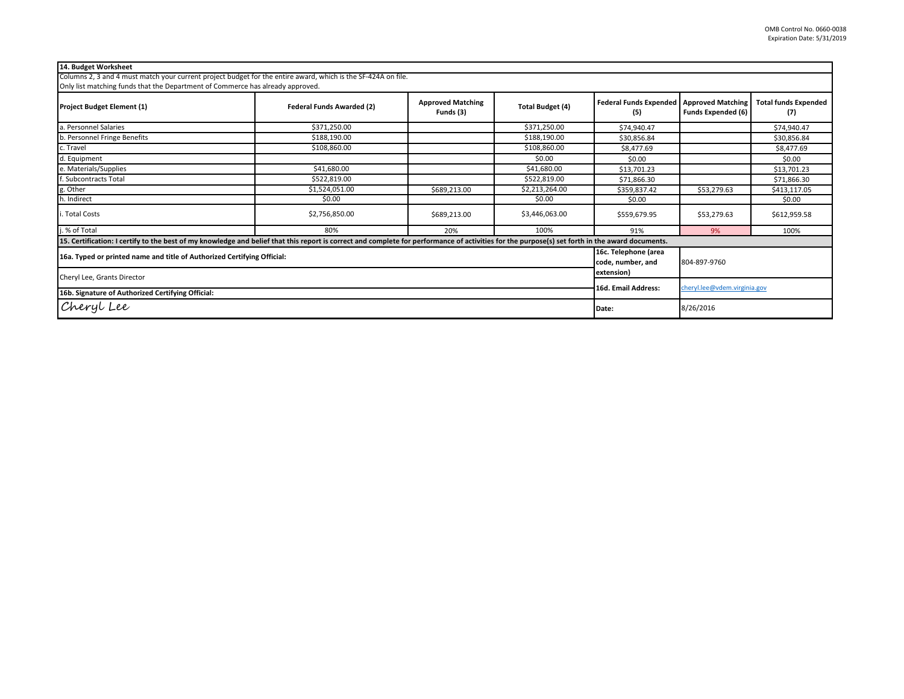**14. Budget Worksheet**

Columns 2, 3 and 4 must match your current project budget for the entire award, which is the SF-424A on file.
Only list matching funds that the Department of Commerce has already approved.

| Project Budget Element (1) | Federal Funds Awarded (2) | Approved Matching Funds (3) | Total Budget (4) | Federal Funds Expended (5) | Approved Matching Funds Expended (6) | Total funds Expended (7) |
|---|---|---|---|---|---|---|
| a. Personnel Salaries | $371,250.00 | | $371,250.00 | $74,940.47 | | $74,940.47 |
| b. Personnel Fringe Benefits | $188,190.00 | | $188,190.00 | $30,856.84 | | $30,856.84 |
| c. Travel | $108,860.00 | | $108,860.00 | $8,477.69 | | $8,477.69 |
| d. Equipment | | | $0.00 | $0.00 | | $0.00 |
| e. Materials/Supplies | $41,680.00 | | $41,680.00 | $13,701.23 | | $13,701.23 |
| f. Subcontracts Total | $522,819.00 | | $522,819.00 | $71,866.30 | | $71,866.30 |
| g. Other | $1,524,051.00 | $689,213.00 | $2,213,264.00 | $359,837.42 | $53,279.63 | $413,117.05 |
| h. Indirect | $0.00 | | $0.00 | $0.00 | | $0.00 |
| i. Total Costs | $2,756,850.00 | $689,213.00 | $3,446,063.00 | $559,679.95 | $53,279.63 | $612,959.58 |
| j. % of Total | 80% | 20% | 100% | 91% | 9% | 100% |

**15. Certification: I certify to the best of my knowledge and belief that this report is correct and complete for performance of activities for the purpose(s) set forth in the award documents.**

| | | | |
|---|---|---|---|
| **16a. Typed or printed name and title of Authorized Certifying Official:** | | **16c. Telephone (area code, number, and extension)** | 804-897-9760 |
| Cheryl Lee, Grants Director | | **16d. Email Address:** | cheryl.lee@vdem.virginia.gov |
| **16b. Signature of Authorized Certifying Official:** | | | |
| Cheryl Lee | | **Date:** | 8/26/2016 |